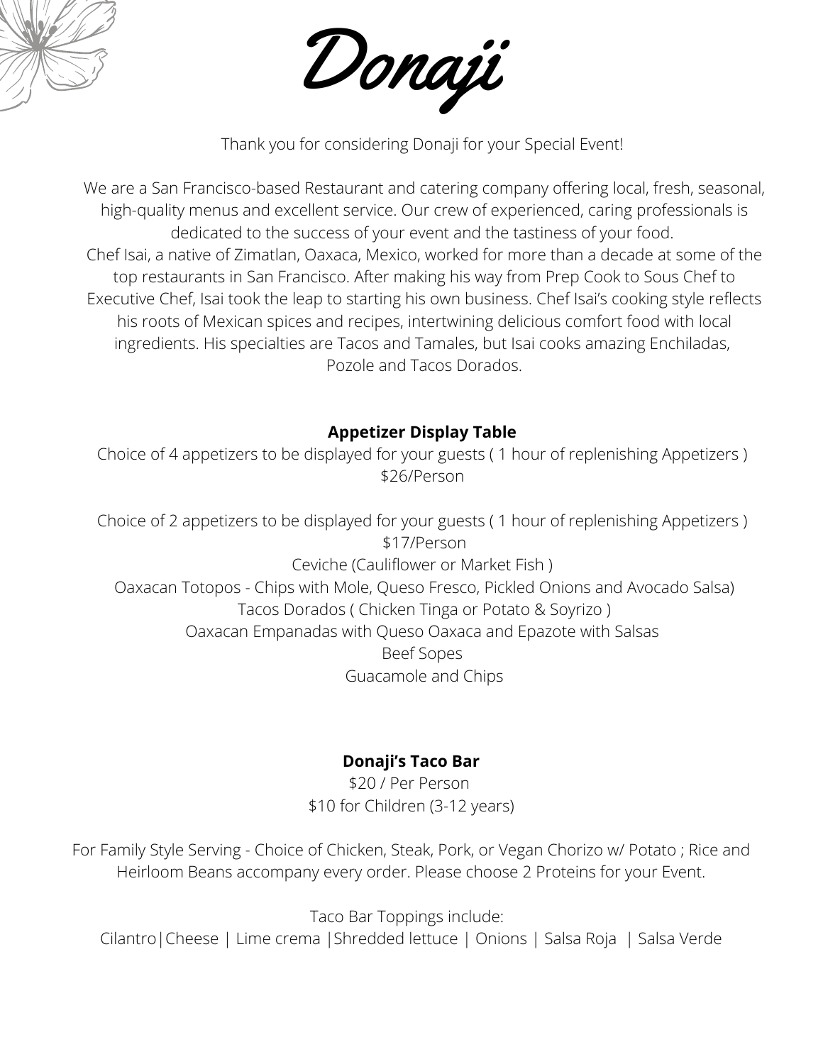# Donaji

Thank you for considering Donaji for your Special Event!

We are a San Francisco-based Restaurant and catering company offering local, fresh, seasonal, high-quality menus and excellent service. Our crew of experienced, caring professionals is dedicated to the success of your event and the tastiness of your food.
Chef Isai, a native of Zimatlan, Oaxaca, Mexico, worked for more than a decade at some of the top restaurants in San Francisco. After making his way from Prep Cook to Sous Chef to Executive Chef, Isai took the leap to starting his own business. Chef Isai's cooking style reflects his roots of Mexican spices and recipes, intertwining delicious comfort food with local ingredients. His specialties are Tacos and Tamales, but Isai cooks amazing Enchiladas, Pozole and Tacos Dorados.

**Appetizer Display Table**

Choice of 4 appetizers to be displayed for your guests ( 1 hour of replenishing Appetizers )
$26/Person

Choice of 2 appetizers to be displayed for your guests ( 1 hour of replenishing Appetizers )
$17/Person

Ceviche (Cauliflower or Market Fish )
Oaxacan Totopos - Chips with Mole, Queso Fresco, Pickled Onions and Avocado Salsa)
Tacos Dorados ( Chicken Tinga or Potato & Soyrizo )
Oaxacan Empanadas with Queso Oaxaca and Epazote with Salsas
Beef Sopes
Guacamole and Chips

**Donaji's Taco Bar**

$20 / Per Person
$10 for Children (3-12 years)

For Family Style Serving - Choice of Chicken, Steak, Pork, or Vegan Chorizo w/ Potato ; Rice and Heirloom Beans accompany every order. Please choose 2 Proteins for your Event.

Taco Bar Toppings include:
Cilantro|Cheese | Lime crema |Shredded lettuce | Onions | Salsa Roja | Salsa Verde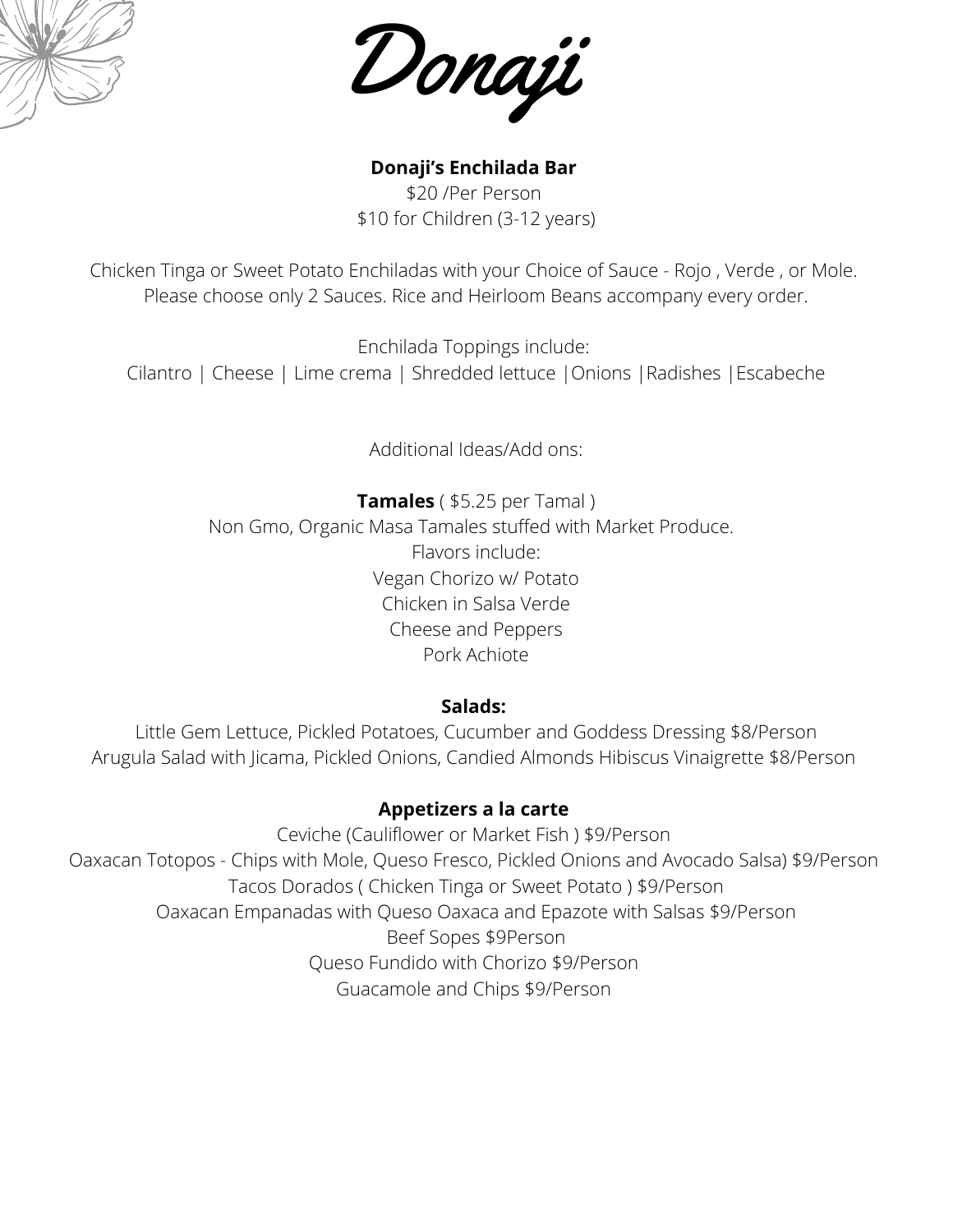# Donaji

**Donaji's Enchilada Bar**

$20 /Per Person
$10 for Children (3-12 years)

Chicken Tinga or Sweet Potato Enchiladas with your Choice of Sauce - Rojo , Verde , or Mole.
Please choose only 2 Sauces. Rice and Heirloom Beans accompany every order.

Enchilada Toppings include:
Cilantro | Cheese | Lime crema | Shredded lettuce |Onions |Radishes |Escabeche

Additional Ideas/Add ons:

**Tamales** ( $5.25 per Tamal )
Non Gmo, Organic Masa Tamales stuffed with Market Produce.
Flavors include:
Vegan Chorizo w/ Potato
Chicken in Salsa Verde
Cheese and Peppers
Pork Achiote

**Salads:**

Little Gem Lettuce, Pickled Potatoes, Cucumber and Goddess Dressing $8/Person
Arugula Salad with Jicama, Pickled Onions, Candied Almonds Hibiscus Vinaigrette $8/Person

**Appetizers a la carte**

Ceviche (Cauliflower or Market Fish ) $9/Person
Oaxacan Totopos - Chips with Mole, Queso Fresco, Pickled Onions and Avocado Salsa) $9/Person
Tacos Dorados ( Chicken Tinga or Sweet Potato ) $9/Person
Oaxacan Empanadas with Queso Oaxaca and Epazote with Salsas $9/Person
Beef Sopes $9Person
Queso Fundido with Chorizo $9/Person
Guacamole and Chips $9/Person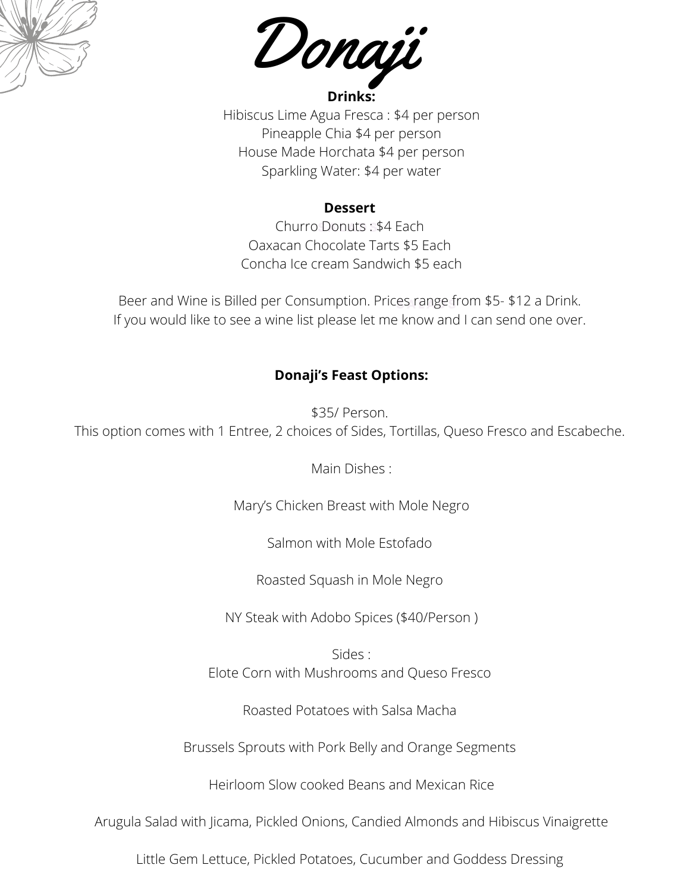# Donaji

**Drinks:**

Hibiscus Lime Agua Fresca : $4 per person
Pineapple Chia $4 per person
House Made Horchata $4 per person
Sparkling Water: $4 per water

**Dessert**

Churro Donuts : $4 Each
Oaxacan Chocolate Tarts $5 Each
Concha Ice cream Sandwich $5 each

Beer and Wine is Billed per Consumption. Prices range from $5- $12 a Drink.
If you would like to see a wine list please let me know and I can send one over.

**Donaji's Feast Options:**

$35/ Person.
This option comes with 1 Entree, 2 choices of Sides, Tortillas, Queso Fresco and Escabeche.

Main Dishes :

Mary's Chicken Breast with Mole Negro

Salmon with Mole Estofado

Roasted Squash in Mole Negro

NY Steak with Adobo Spices ($40/Person )

Sides :

Elote Corn with Mushrooms and Queso Fresco

Roasted Potatoes with Salsa Macha

Brussels Sprouts with Pork Belly and Orange Segments

Heirloom Slow cooked Beans and Mexican Rice

Arugula Salad with Jicama, Pickled Onions, Candied Almonds and Hibiscus Vinaigrette

Little Gem Lettuce, Pickled Potatoes, Cucumber and Goddess Dressing